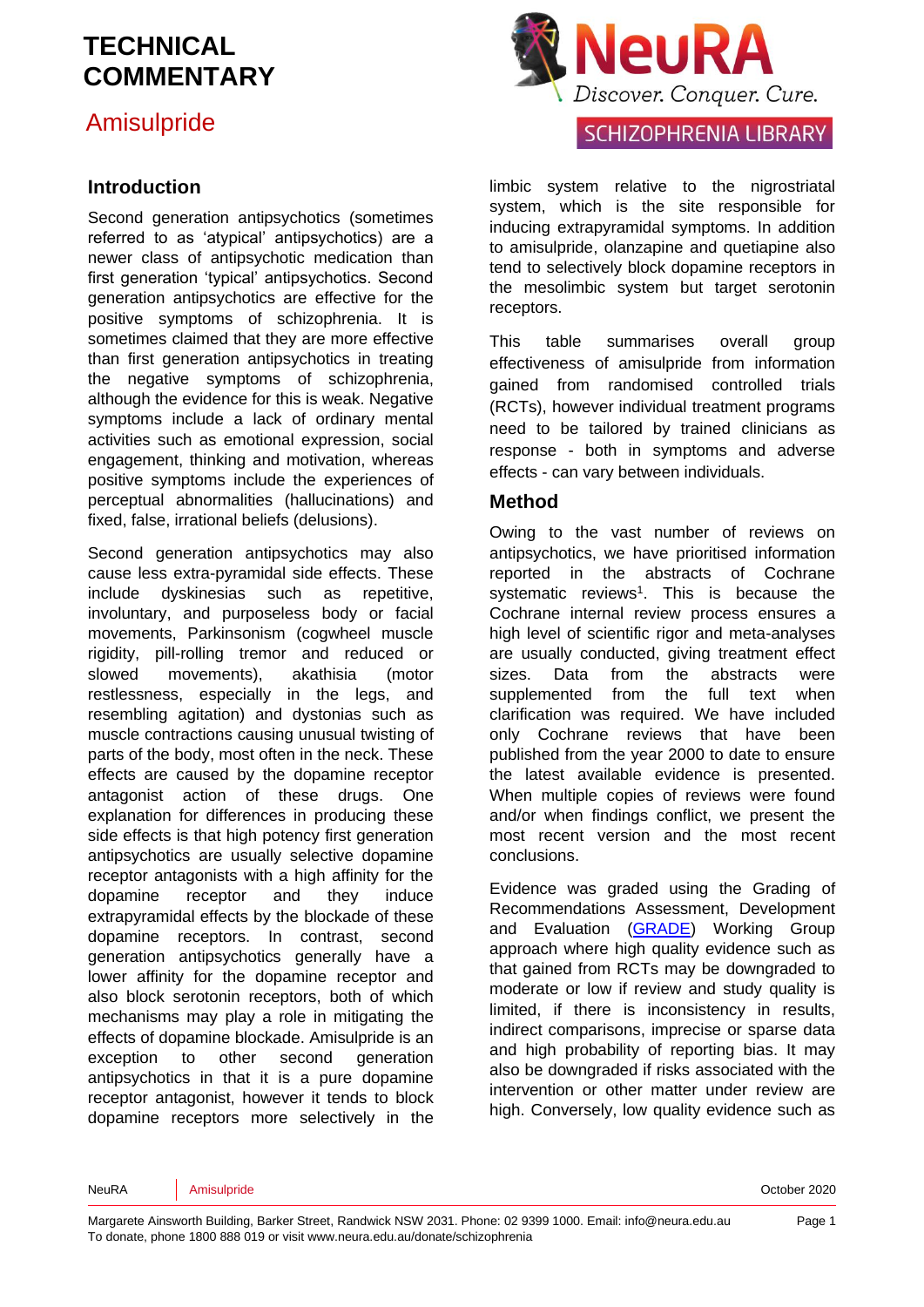# TECHNICAL COMMENTARY

## Amisulpride

## Introduction

Second generation antipsychotics (sometimes referred to as 'atypical' antipsychotics) are a newer class of antipsychotic medication than first generation 'typical' antipsychotics. Second generation antipsychotics are effective for the positive symptoms of schizophrenia. It is sometimes claimed that they are more effective than first generation antipsychotics in treating the negative symptoms of schizophrenia, although the evidence for this is weak. Negative symptoms include a lack of ordinary mental activities such as emotional expression, social engagement, thinking and motivation, whereas positive symptoms include the experiences of perceptual abnormalities (hallucinations) and fixed, false, irrational beliefs (delusions).

Second generation antipsychotics may also cause less extra-pyramidal side effects. These include dyskinesias such as repetitive, involuntary, and purposeless body or facial movements, Parkinsonism (cogwheel muscle rigidity, pill-rolling tremor and reduced or slowed movements), akathisia (motor restlessness, especially in the legs, and resembling agitation) and dystonias such as muscle contractions causing unusual twisting of parts of the body, most often in the neck. These effects are caused by the dopamine receptor antagonist action of these drugs. One explanation for differences in producing these side effects is that high potency first generation antipsychotics are usually selective dopamine receptor antagonists with a high affinity for the dopamine receptor and they induce extrapyramidal effects by the blockade of these dopamine receptors. In contrast, second generation antipsychotics generally have a lower affinity for the dopamine receptor and also block serotonin receptors, both of which mechanisms may play a role in mitigating the effects of dopamine blockade. Amisulpride is an exception to other second generation antipsychotics in that it is a pure dopamine receptor antagonist, however it tends to block dopamine receptors more selectively in the limbic system relative to the nigrostriatal system, which is the site responsible for inducing extrapyramidal symptoms. In addition to amisulpride, olanzapine and quetiapine also tend to selectively block dopamine receptors in the mesolimbic system but target serotonin receptors.

This table summarises overall group effectiveness of amisulpride from information gained from randomised controlled trials (RCTs), however individual treatment programs need to be tailored by trained clinicians as response - both in symptoms and adverse effects - can vary between individuals.

## Method

Owing to the vast number of reviews on antipsychotics, we have prioritised information reported in the abstracts of Cochrane systematic reviews[1]. This is because the Cochrane internal review process ensures a high level of scientific rigor and meta-analyses are usually conducted, giving treatment effect sizes. Data from the abstracts were supplemented from the full text when clarification was required. We have included only Cochrane reviews that have been published from the year 2000 to date to ensure the latest available evidence is presented. When multiple copies of reviews were found and/or when findings conflict, we present the most recent version and the most recent conclusions.

Evidence was graded using the Grading of Recommendations Assessment, Development and Evaluation (GRADE) Working Group approach where high quality evidence such as that gained from RCTs may be downgraded to moderate or low if review and study quality is limited, if there is inconsistency in results, indirect comparisons, imprecise or sparse data and high probability of reporting bias. It may also be downgraded if risks associated with the intervention or other matter under review are high. Conversely, low quality evidence such as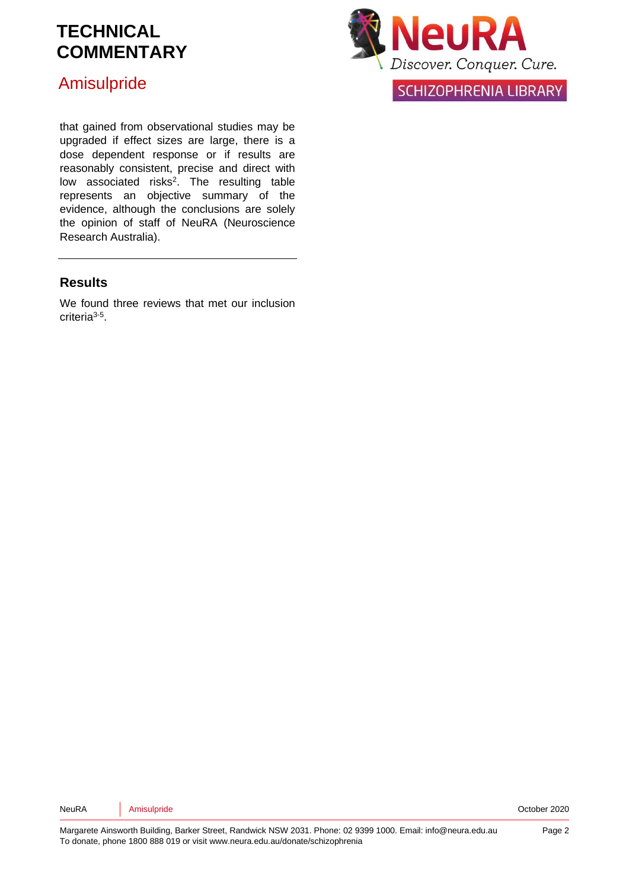that gained from observational studies may be upgraded if effect sizes are large, there is a dose dependent response or if results are reasonably consistent, precise and direct with low associated risks[2]. The resulting table represents an objective summary of the evidence, although the conclusions are solely the opinion of staff of NeuRA (Neuroscience Research Australia).

## Results

We found three reviews that met our inclusion criteria[3-5].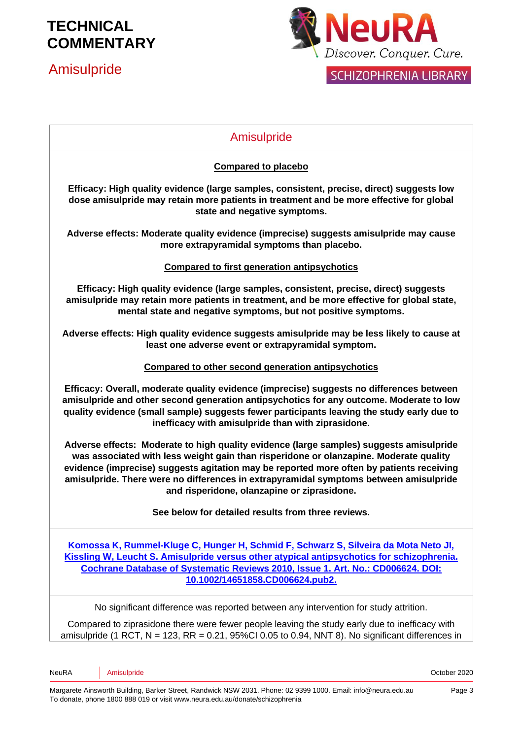# Amisulpride

**Compared to placebo**

**Efficacy: High quality evidence (large samples, consistent, precise, direct) suggests low dose amisulpride may retain more patients in treatment and be more effective for global state and negative symptoms.**

**Adverse effects: Moderate quality evidence (imprecise) suggests amisulpride may cause more extrapyramidal symptoms than placebo.**

**Compared to first generation antipsychotics**

**Efficacy: High quality evidence (large samples, consistent, precise, direct) suggests amisulpride may retain more patients in treatment, and be more effective for global state, mental state and negative symptoms, but not positive symptoms.**

**Adverse effects: High quality evidence suggests amisulpride may be less likely to cause at least one adverse event or extrapyramidal symptom.**

**Compared to other second generation antipsychotics**

**Efficacy: Overall, moderate quality evidence (imprecise) suggests no differences between amisulpride and other second generation antipsychotics for any outcome. Moderate to low quality evidence (small sample) suggests fewer participants leaving the study early due to inefficacy with amisulpride than with ziprasidone.**

**Adverse effects: Moderate to high quality evidence (large samples) suggests amisulpride was associated with less weight gain than risperidone or olanzapine. Moderate quality evidence (imprecise) suggests agitation may be reported more often by patients receiving amisulpride. There were no differences in extrapyramidal symptoms between amisulpride and risperidone, olanzapine or ziprasidone.**

**See below for detailed results from three reviews.**

**Komossa K, Rummel-Kluge C, Hunger H, Schmid F, Schwarz S, Silveira da Mota Neto JI, Kissling W, Leucht S. Amisulpride versus other atypical antipsychotics for schizophrenia. Cochrane Database of Systematic Reviews 2010, Issue 1. Art. No.: CD006624. DOI: 10.1002/14651858.CD006624.pub2.**

No significant difference was reported between any intervention for study attrition.

Compared to ziprasidone there were fewer people leaving the study early due to inefficacy with amisulpride (1 RCT, N = 123, RR = 0.21, 95%CI 0.05 to 0.94, NNT 8). No significant differences in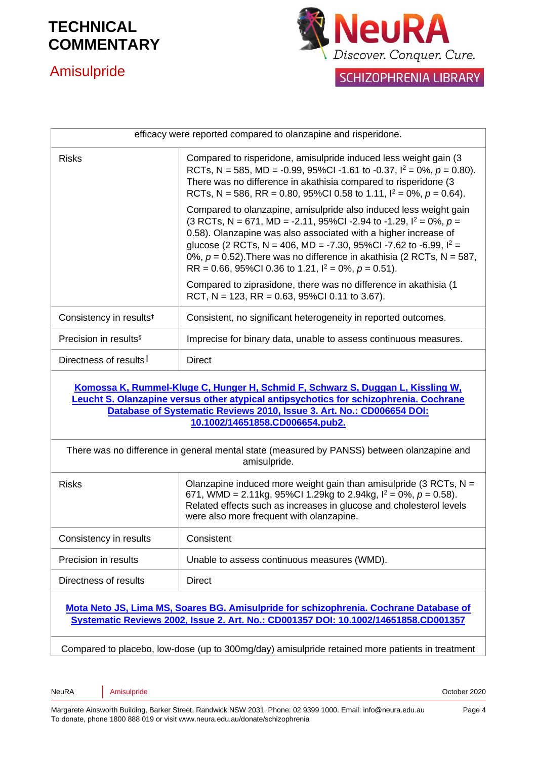| | |
|---|---|
| efficacy were reported compared to olanzapine and risperidone. | |
| Risks | Compared to risperidone, amisulpride induced less weight gain (3 RCTs, N = 585, MD = -0.99, 95%CI -1.61 to -0.37, $I^2$ = 0%, $p$ = 0.80). There was no difference in akathisia compared to risperidone (3 RCTs, N = 586, RR = 0.80, 95%CI 0.58 to 1.11, $I^2$ = 0%, $p$ = 0.64).<br><br>Compared to olanzapine, amisulpride also induced less weight gain (3 RCTs, N = 671, MD = -2.11, 95%CI -2.94 to -1.29, $I^2$ = 0%, $p$ = 0.58). Olanzapine was also associated with a higher increase of glucose (2 RCTs, N = 406, MD = -7.30, 95%CI -7.62 to -6.99, $I^2$ = 0%, $p$ = 0.52).There was no difference in akathisia (2 RCTs, N = 587, RR = 0.66, 95%CI 0.36 to 1.21, $I^2$ = 0%, $p$ = 0.51).<br><br>Compared to ziprasidone, there was no difference in akathisia (1 RCT, N = 123, RR = 0.63, 95%CI 0.11 to 3.67). |
| Consistency in results[‡] | Consistent, no significant heterogeneity in reported outcomes. |
| Precision in results[§] | Imprecise for binary data, unable to assess continuous measures. |
| Directness of results[‖] | Direct |
| **Komossa K, Rummel-Kluge C, Hunger H, Schmid F, Schwarz S, Duggan L, Kissling W, Leucht S. Olanzapine versus other atypical antipsychotics for schizophrenia. Cochrane Database of Systematic Reviews 2010, Issue 3. Art. No.: CD006654 DOI: 10.1002/14651858.CD006654.pub2.** | |
| There was no difference in general mental state (measured by PANSS) between olanzapine and amisulpride. | |
| Risks | Olanzapine induced more weight gain than amisulpride (3 RCTs, N = 671, WMD = 2.11kg, 95%CI 1.29kg to 2.94kg, $I^2$ = 0%, $p$ = 0.58). Related effects such as increases in glucose and cholesterol levels were also more frequent with olanzapine. |
| Consistency in results | Consistent |
| Precision in results | Unable to assess continuous measures (WMD). |
| Directness of results | Direct |
| **Mota Neto JS, Lima MS, Soares BG. Amisulpride for schizophrenia. Cochrane Database of Systematic Reviews 2002, Issue 2. Art. No.: CD001357 DOI: 10.1002/14651858.CD001357** | |
| Compared to placebo, low-dose (up to 300mg/day) amisulpride retained more patients in treatment | |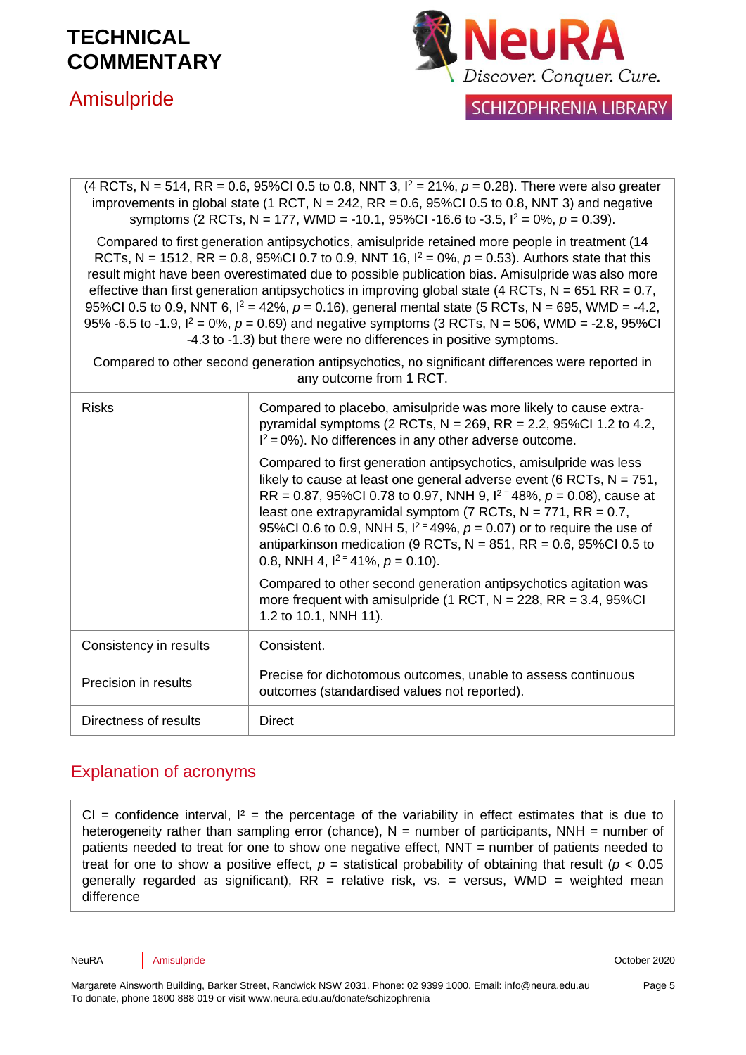| | |
|---|---|
| (4 RCTs, N = 514, RR = 0.6, 95%CI 0.5 to 0.8, NNT 3, $I^2$ = 21%, $p$ = 0.28). There were also greater improvements in global state (1 RCT, N = 242, RR = 0.6, 95%CI 0.5 to 0.8, NNT 3) and negative symptoms (2 RCTs, N = 177, WMD = -10.1, 95%CI -16.6 to -3.5, $I^2$ = 0%, $p$ = 0.39).<br><br>Compared to first generation antipsychotics, amisulpride retained more people in treatment (14 RCTs, N = 1512, RR = 0.8, 95%CI 0.7 to 0.9, NNT 16, $I^2$ = 0%, $p$ = 0.53). Authors state that this result might have been overestimated due to possible publication bias. Amisulpride was also more effective than first generation antipsychotics in improving global state (4 RCTs, N = 651 RR = 0.7, 95%CI 0.5 to 0.9, NNT 6, $I^2$ = 42%, $p$ = 0.16), general mental state (5 RCTs, N = 695, WMD = -4.2, 95% -6.5 to -1.9, $I^2$ = 0%, $p$ = 0.69) and negative symptoms (3 RCTs, N = 506, WMD = -2.8, 95%CI -4.3 to -1.3) but there were no differences in positive symptoms.<br><br>Compared to other second generation antipsychotics, no significant differences were reported in any outcome from 1 RCT. | |
| Risks | Compared to placebo, amisulpride was more likely to cause extra-pyramidal symptoms (2 RCTs, N = 269, RR = 2.2, 95%CI 1.2 to 4.2, $I^2$ = 0%). No differences in any other adverse outcome.<br><br>Compared to first generation antipsychotics, amisulpride was less likely to cause at least one general adverse event (6 RCTs, N = 751, RR = 0.87, 95%CI 0.78 to 0.97, NNH 9, $I^2$ = 48%, $p$ = 0.08), cause at least one extrapyramidal symptom (7 RCTs, N = 771, RR = 0.7, 95%CI 0.6 to 0.9, NNH 5, $I^2$ = 49%, $p$ = 0.07) or to require the use of antiparkinson medication (9 RCTs, N = 851, RR = 0.6, 95%CI 0.5 to 0.8, NNH 4, $I^2$ = 41%, $p$ = 0.10).<br><br>Compared to other second generation antipsychotics agitation was more frequent with amisulpride (1 RCT, N = 228, RR = 3.4, 95%CI 1.2 to 10.1, NNH 11). |
| Consistency in results | Consistent. |
| Precision in results | Precise for dichotomous outcomes, unable to assess continuous outcomes (standardised values not reported). |
| Directness of results | Direct |

## Explanation of acronyms

CI = confidence interval, $I^2$ = the percentage of the variability in effect estimates that is due to heterogeneity rather than sampling error (chance), N = number of participants, NNH = number of patients needed to treat for one to show one negative effect, NNT = number of patients needed to treat for one to show a positive effect, $p$ = statistical probability of obtaining that result ($p$ < 0.05 generally regarded as significant), RR = relative risk, vs. = versus, WMD = weighted mean difference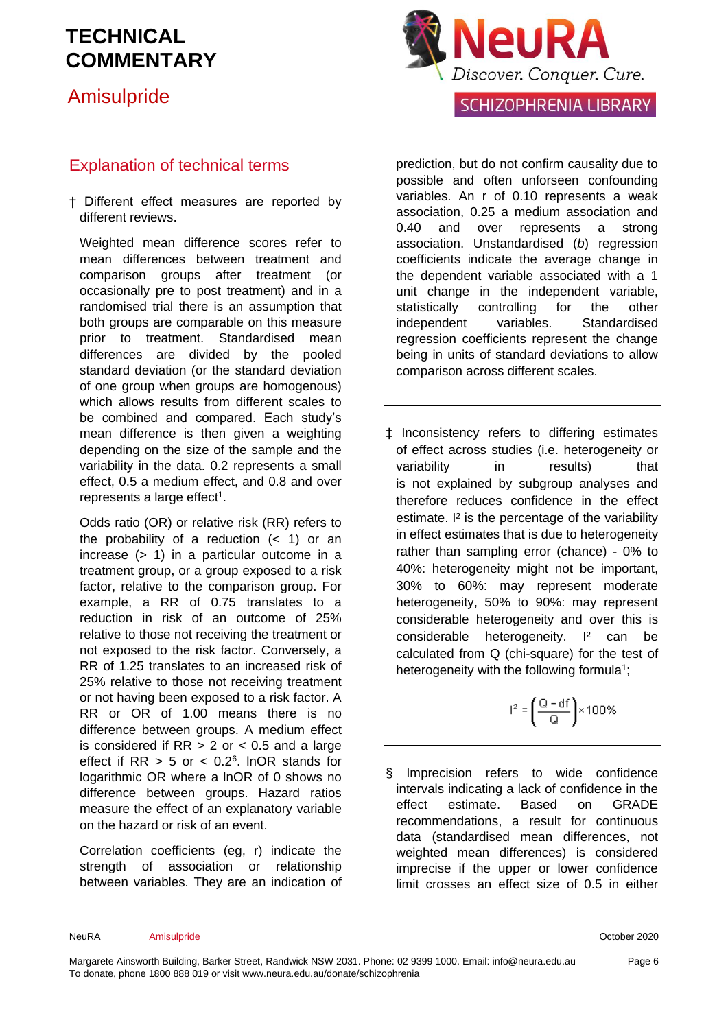# TECHNICAL COMMENTARY

## Amisulpride

## Explanation of technical terms

† Different effect measures are reported by different reviews.

Weighted mean difference scores refer to mean differences between treatment and comparison groups after treatment (or occasionally pre to post treatment) and in a randomised trial there is an assumption that both groups are comparable on this measure prior to treatment. Standardised mean differences are divided by the pooled standard deviation (or the standard deviation of one group when groups are homogenous) which allows results from different scales to be combined and compared. Each study's mean difference is then given a weighting depending on the size of the sample and the variability in the data. 0.2 represents a small effect, 0.5 a medium effect, and 0.8 and over represents a large effect[1].

Odds ratio (OR) or relative risk (RR) refers to the probability of a reduction (< 1) or an increase (> 1) in a particular outcome in a treatment group, or a group exposed to a risk factor, relative to the comparison group. For example, a RR of 0.75 translates to a reduction in risk of an outcome of 25% relative to those not receiving the treatment or not exposed to the risk factor. Conversely, a RR of 1.25 translates to an increased risk of 25% relative to those not receiving treatment or not having been exposed to a risk factor. A RR or OR of 1.00 means there is no difference between groups. A medium effect is considered if RR > 2 or < 0.5 and a large effect if RR > 5 or < 0.2[6]. lnOR stands for logarithmic OR where a lnOR of 0 shows no difference between groups. Hazard ratios measure the effect of an explanatory variable on the hazard or risk of an event.

Correlation coefficients (eg, r) indicate the strength of association or relationship between variables. They are an indication of prediction, but do not confirm causality due to possible and often unforeseen confounding variables. An r of 0.10 represents a weak association, 0.25 a medium association and 0.40 and over represents a strong association. Unstandardised (*b*) regression coefficients indicate the average change in the dependent variable associated with a 1 unit change in the independent variable, statistically controlling for the other independent variables. Standardised regression coefficients represent the change being in units of standard deviations to allow comparison across different scales.

---

‡ Inconsistency refers to differing estimates of effect across studies (i.e. heterogeneity or variability in results) that is not explained by subgroup analyses and therefore reduces confidence in the effect estimate. $I^2$ is the percentage of the variability in effect estimates that is due to heterogeneity rather than sampling error (chance) - 0% to 40%: heterogeneity might not be important, 30% to 60%: may represent moderate heterogeneity, 50% to 90%: may represent considerable heterogeneity and over this is considerable heterogeneity. $I^2$ can be calculated from Q (chi-square) for the test of heterogeneity with the following formula[1];

$$I^2 = \left(\frac{Q - df}{Q}\right) \times 100\%$$

---

§ Imprecision refers to wide confidence intervals indicating a lack of confidence in the effect estimate. Based on GRADE recommendations, a result for continuous data (standardised mean differences, not weighted mean differences) is considered imprecise if the upper or lower confidence limit crosses an effect size of 0.5 in either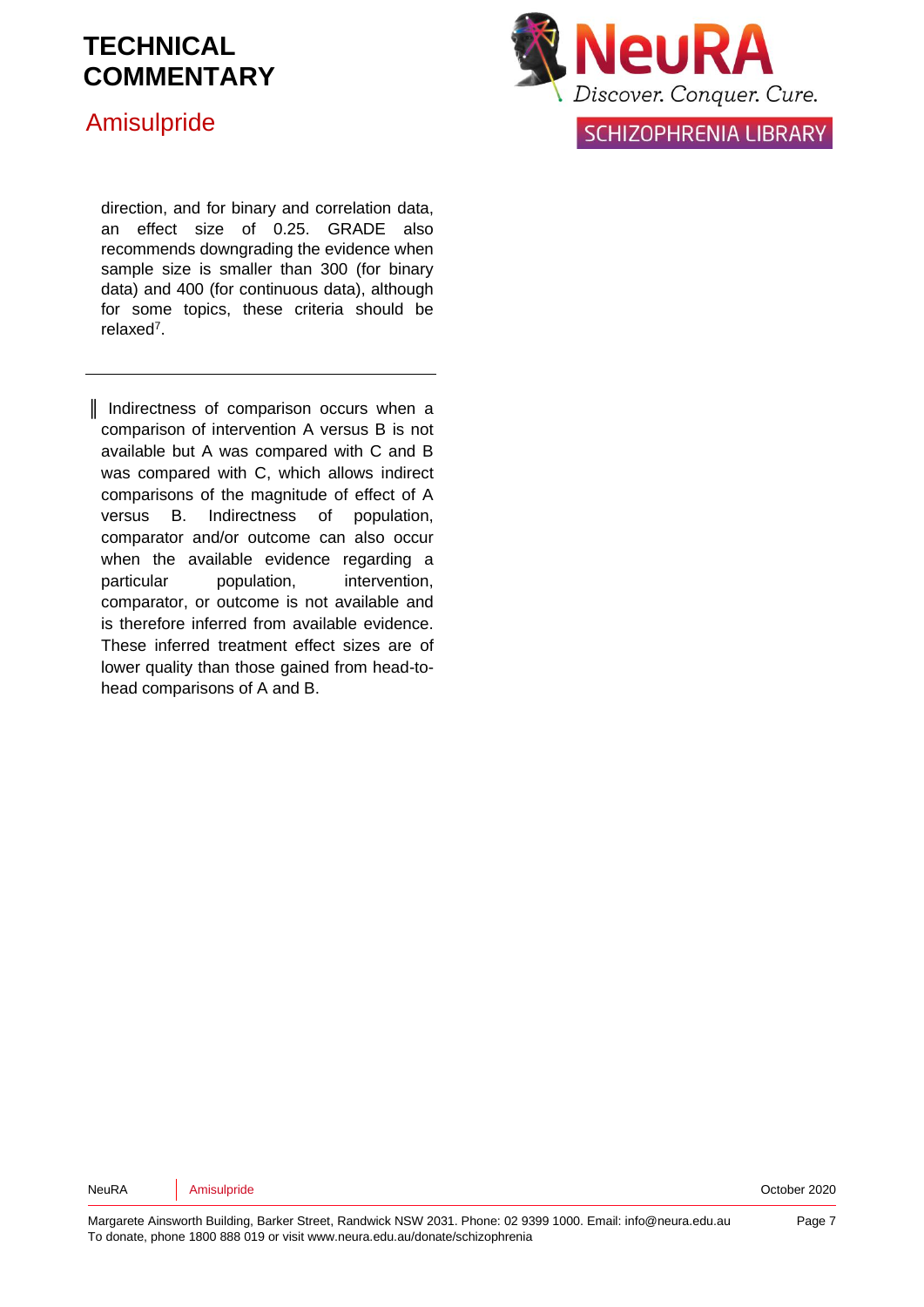direction, and for binary and correlation data, an effect size of 0.25. GRADE also recommends downgrading the evidence when sample size is smaller than 300 (for binary data) and 400 (for continuous data), although for some topics, these criteria should be relaxed[7].

---

‖ Indirectness of comparison occurs when a comparison of intervention A versus B is not available but A was compared with C and B was compared with C, which allows indirect comparisons of the magnitude of effect of A versus B. Indirectness of population, comparator and/or outcome can also occur when the available evidence regarding a particular population, intervention, comparator, or outcome is not available and is therefore inferred from available evidence. These inferred treatment effect sizes are of lower quality than those gained from head-to-head comparisons of A and B.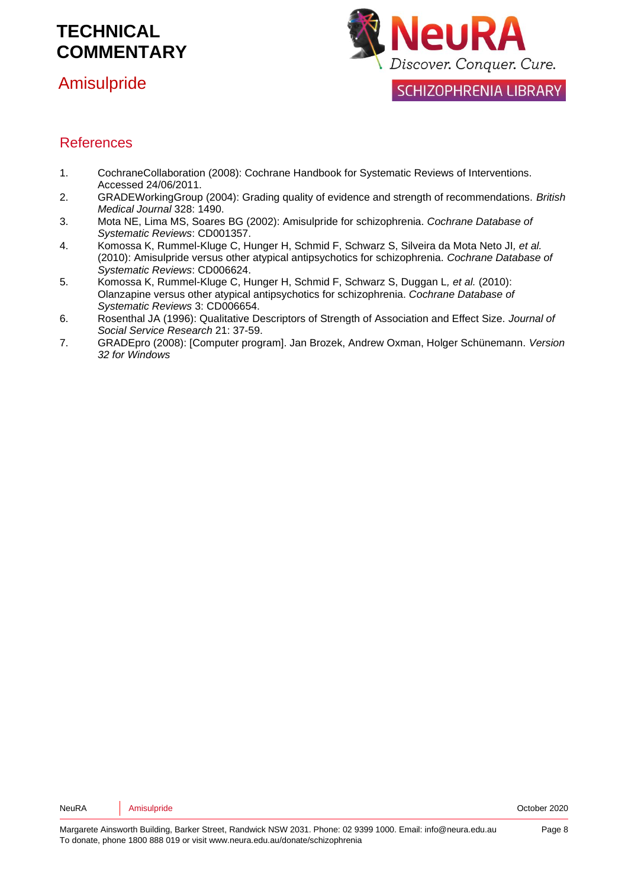## References

1. CochraneCollaboration (2008): Cochrane Handbook for Systematic Reviews of Interventions. Accessed 24/06/2011.
2. GRADEWorkingGroup (2004): Grading quality of evidence and strength of recommendations. *British Medical Journal* 328: 1490.
3. Mota NE, Lima MS, Soares BG (2002): Amisulpride for schizophrenia. *Cochrane Database of Systematic Reviews*: CD001357.
4. Komossa K, Rummel-Kluge C, Hunger H, Schmid F, Schwarz S, Silveira da Mota Neto JI, *et al.* (2010): Amisulpride versus other atypical antipsychotics for schizophrenia. *Cochrane Database of Systematic Reviews*: CD006624.
5. Komossa K, Rummel-Kluge C, Hunger H, Schmid F, Schwarz S, Duggan L, *et al.* (2010): Olanzapine versus other atypical antipsychotics for schizophrenia. *Cochrane Database of Systematic Reviews* 3: CD006654.
6. Rosenthal JA (1996): Qualitative Descriptors of Strength of Association and Effect Size. *Journal of Social Service Research* 21: 37-59.
7. GRADEpro (2008): [Computer program]. Jan Brozek, Andrew Oxman, Holger Schünemann. *Version 32 for Windows*